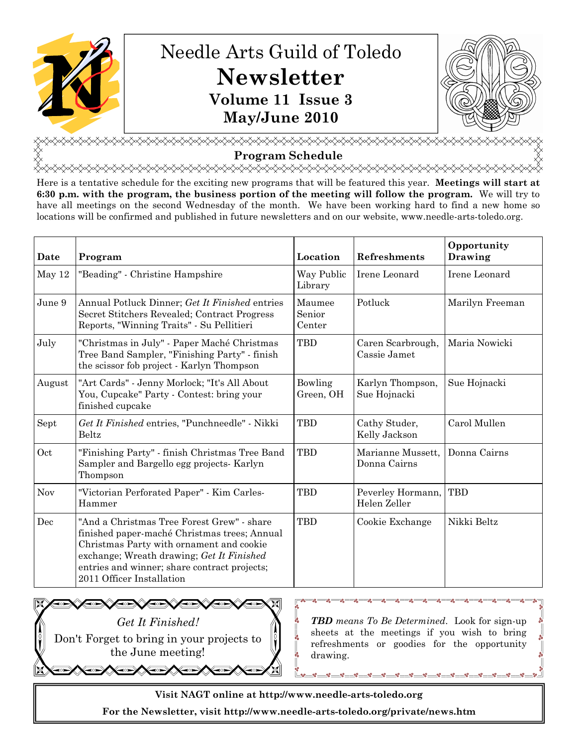# Needle Arts Guild of Toledo

# Newsletter

### Volume 11 Issue 3

### May/June 2010

## Program Schedule

Here is a tentative schedule for the exciting new programs that will be featured this year. **Meetings will start at 6:30 p.m. with the program, the business portion of the meeting will follow the program.** We will try to have all meetings on the second Wednesday of the month. We have been working hard to find a new home so locations will be confirmed and published in future newsletters and on our website, www.needle-arts-toledo.org.

| Date | Program | Location | Refreshments | Opportunity Drawing |
|---|---|---|---|---|
| May 12 | "Beading" - Christine Hampshire | Way Public Library | Irene Leonard | Irene Leonard |
| June 9 | Annual Potluck Dinner; *Get It Finished* entries Secret Stitchers Revealed; Contract Progress Reports, "Winning Traits" - Su Pellitieri | Maumee Senior Center | Potluck | Marilyn Freeman |
| July | "Christmas in July" - Paper Maché Christmas Tree Band Sampler, "Finishing Party" - finish the scissor fob project - Karlyn Thompson | TBD | Caren Scarbrough, Cassie Jamet | Maria Nowicki |
| August | "Art Cards" - Jenny Morlock; "It's All About You, Cupcake" Party - Contest: bring your finished cupcake | Bowling Green, OH | Karlyn Thompson, Sue Hojnacki | Sue Hojnacki |
| Sept | *Get It Finished* entries, "Punchneedle" - Nikki Beltz | TBD | Cathy Studer, Kelly Jackson | Carol Mullen |
| Oct | "Finishing Party" - finish Christmas Tree Band Sampler and Bargello egg projects- Karlyn Thompson | TBD | Marianne Mussett, Donna Cairns | Donna Cairns |
| Nov | "Victorian Perforated Paper" - Kim Carles-Hammer | TBD | Peverley Hormann, Helen Zeller | TBD |
| Dec | "And a Christmas Tree Forest Grew" - share finished paper-maché Christmas trees; Annual Christmas Party with ornament and cookie exchange; Wreath drawing; *Get It Finished* entries and winner; share contract projects; 2011 Officer Installation | TBD | Cookie Exchange | Nikki Beltz |

*Get It Finished!*

Don't Forget to bring in your projects to the June meeting!

***TBD** means To Be Determined*. Look for sign-up sheets at the meetings if you wish to bring refreshments or goodies for the opportunity drawing.

**Visit NAGT online at http://www.needle-arts-toledo.org**

**For the Newsletter, visit http://www.needle-arts-toledo.org/private/news.htm**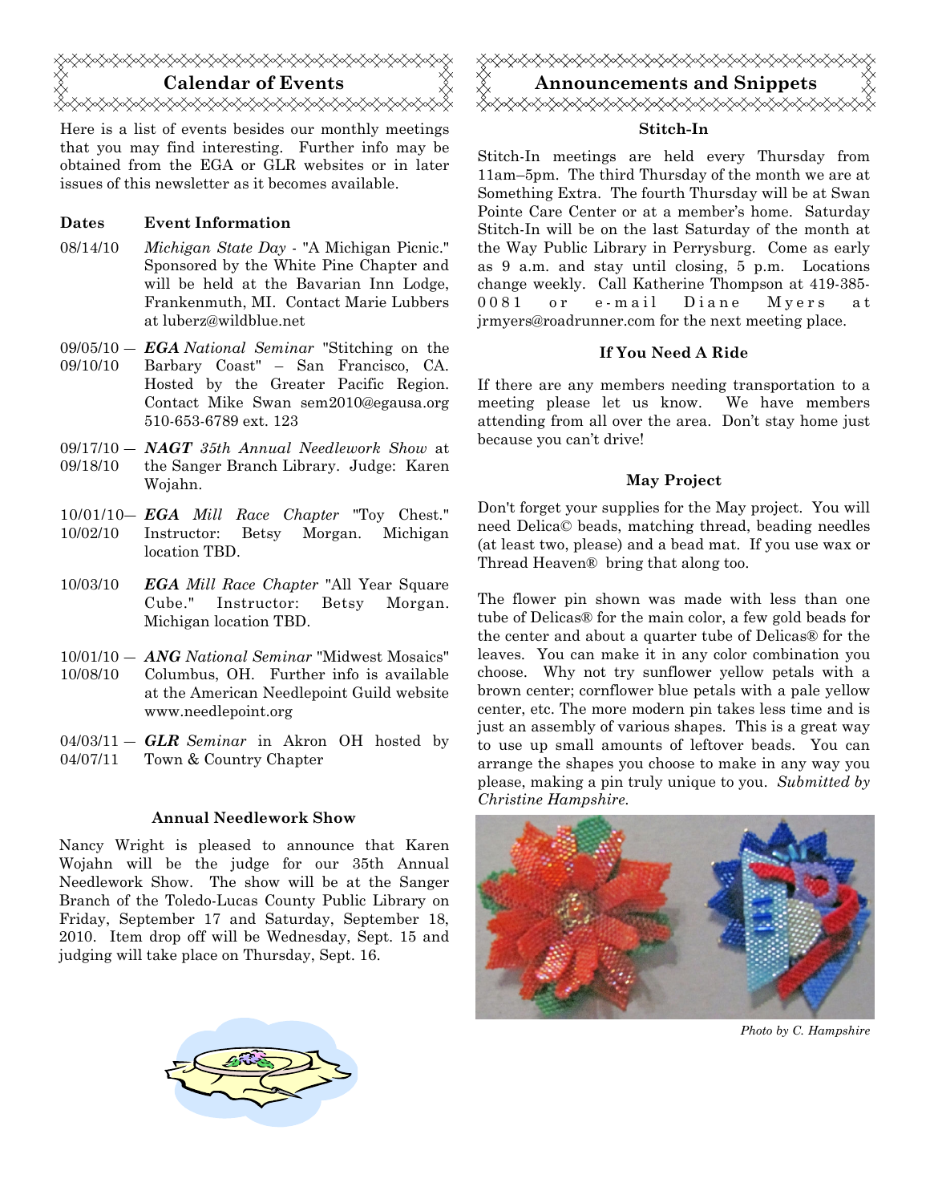## Calendar of Events

Here is a list of events besides our monthly meetings that you may find interesting. Further info may be obtained from the EGA or GLR websites or in later issues of this newsletter as it becomes available.

| Dates | Event Information |
|---|---|
| 08/14/10 | *Michigan State Day* - "A Michigan Picnic." Sponsored by the White Pine Chapter and will be held at the Bavarian Inn Lodge, Frankenmuth, MI. Contact Marie Lubbers at luberz@wildblue.net |
| 09/05/10 — 09/10/10 | ***EGA** National Seminar* "Stitching on the Barbary Coast" – San Francisco, CA. Hosted by the Greater Pacific Region. Contact Mike Swan sem2010@egausa.org 510-653-6789 ext. 123 |
| 09/17/10 — 09/18/10 | ***NAGT** 35th Annual Needlework Show* at the Sanger Branch Library. Judge: Karen Wojahn. |
| 10/01/10— 10/02/10 | ***EGA** Mill Race Chapter* "Toy Chest." Instructor: Betsy Morgan. Michigan location TBD. |
| 10/03/10 | ***EGA** Mill Race Chapter* "All Year Square Cube." Instructor: Betsy Morgan. Michigan location TBD. |
| 10/01/10 — 10/08/10 | ***ANG** National Seminar* "Midwest Mosaics" Columbus, OH. Further info is available at the American Needlepoint Guild website www.needlepoint.org |
| 04/03/11 — 04/07/11 | ***GLR** Seminar* in Akron OH hosted by Town & Country Chapter |

### Annual Needlework Show

Nancy Wright is pleased to announce that Karen Wojahn will be the judge for our 35th Annual Needlework Show. The show will be at the Sanger Branch of the Toledo-Lucas County Public Library on Friday, September 17 and Saturday, September 18, 2010. Item drop off will be Wednesday, Sept. 15 and judging will take place on Thursday, Sept. 16.

## Announcements and Snippets

### Stitch-In

Stitch-In meetings are held every Thursday from 11am–5pm. The third Thursday of the month we are at Something Extra. The fourth Thursday will be at Swan Pointe Care Center or at a member's home. Saturday Stitch-In will be on the last Saturday of the month at the Way Public Library in Perrysburg. Come as early as 9 a.m. and stay until closing, 5 p.m. Locations change weekly. Call Katherine Thompson at 419-385-0081 or e-mail Diane Myers at jrmyers@roadrunner.com for the next meeting place.

### If You Need A Ride

If there are any members needing transportation to a meeting please let us know. We have members attending from all over the area. Don't stay home just because you can't drive!

### May Project

Don't forget your supplies for the May project. You will need Delica© beads, matching thread, beading needles (at least two, please) and a bead mat. If you use wax or Thread Heaven® bring that along too.

The flower pin shown was made with less than one tube of Delicas® for the main color, a few gold beads for the center and about a quarter tube of Delicas® for the leaves. You can make it in any color combination you choose. Why not try sunflower yellow petals with a brown center; cornflower blue petals with a pale yellow center, etc. The more modern pin takes less time and is just an assembly of various shapes. This is a great way to use up small amounts of leftover beads. You can arrange the shapes you choose to make in any way you please, making a pin truly unique to you. *Submitted by Christine Hampshire.*

*Photo by C. Hampshire*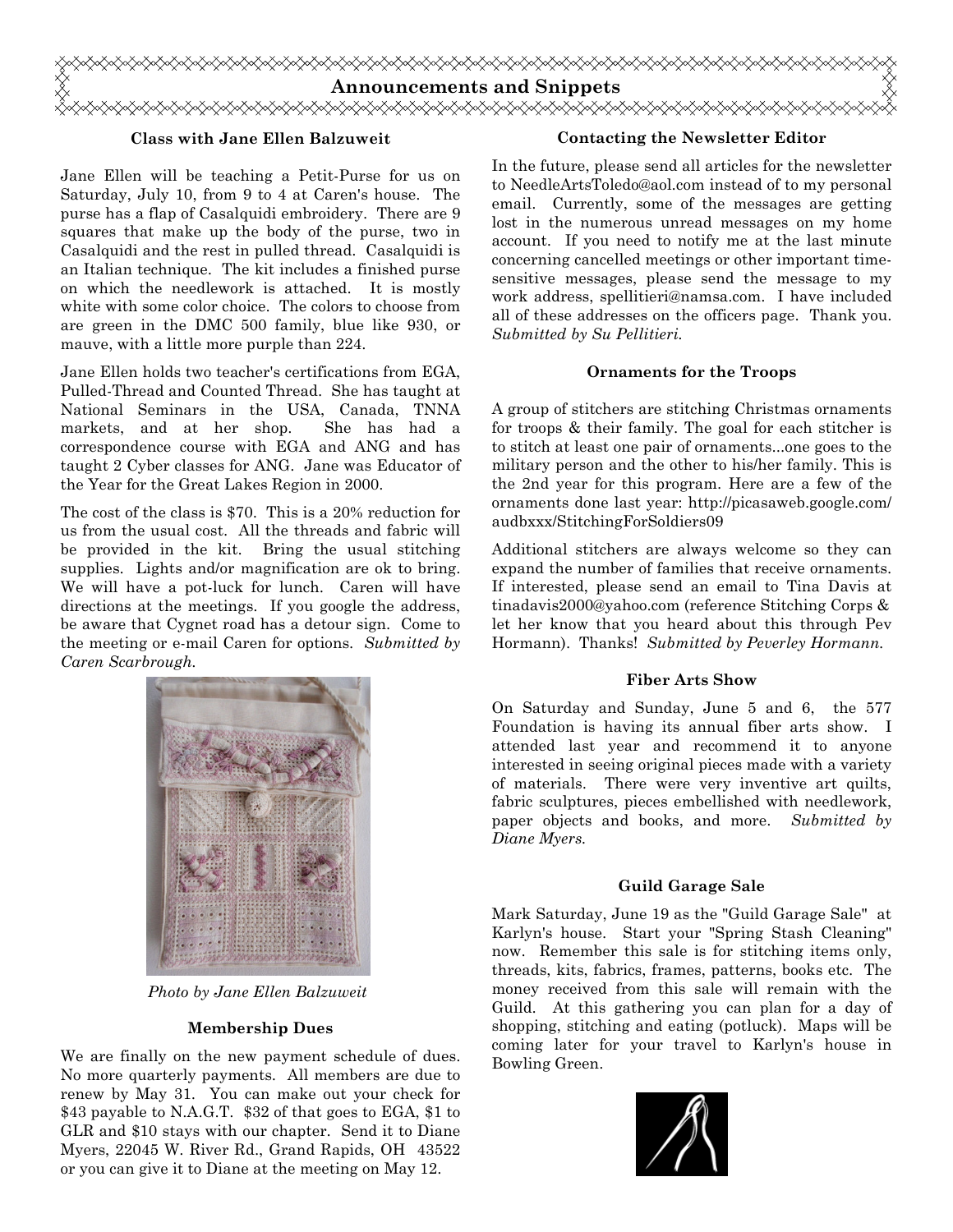## Announcements and Snippets

### Class with Jane Ellen Balzuweit

Jane Ellen will be teaching a Petit-Purse for us on Saturday, July 10, from 9 to 4 at Caren's house. The purse has a flap of Casalquidi embroidery. There are 9 squares that make up the body of the purse, two in Casalquidi and the rest in pulled thread. Casalquidi is an Italian technique. The kit includes a finished purse on which the needlework is attached. It is mostly white with some color choice. The colors to choose from are green in the DMC 500 family, blue like 930, or mauve, with a little more purple than 224.

Jane Ellen holds two teacher's certifications from EGA, Pulled-Thread and Counted Thread. She has taught at National Seminars in the USA, Canada, TNNA markets, and at her shop. She has had a correspondence course with EGA and ANG and has taught 2 Cyber classes for ANG. Jane was Educator of the Year for the Great Lakes Region in 2000.

The cost of the class is $70. This is a 20% reduction for us from the usual cost. All the threads and fabric will be provided in the kit. Bring the usual stitching supplies. Lights and/or magnification are ok to bring. We will have a pot-luck for lunch. Caren will have directions at the meetings. If you google the address, be aware that Cygnet road has a detour sign. Come to the meeting or e-mail Caren for options. *Submitted by Caren Scarbrough.*

*Photo by Jane Ellen Balzuweit*

### Membership Dues

We are finally on the new payment schedule of dues. No more quarterly payments. All members are due to renew by May 31. You can make out your check for $43 payable to N.A.G.T. $32 of that goes to EGA, $1 to GLR and $10 stays with our chapter. Send it to Diane Myers, 22045 W. River Rd., Grand Rapids, OH 43522 or you can give it to Diane at the meeting on May 12.

### Contacting the Newsletter Editor

In the future, please send all articles for the newsletter to NeedleArtsToledo@aol.com instead of to my personal email. Currently, some of the messages are getting lost in the numerous unread messages on my home account. If you need to notify me at the last minute concerning cancelled meetings or other important time-sensitive messages, please send the message to my work address, spellitieri@namsa.com. I have included all of these addresses on the officers page. Thank you. *Submitted by Su Pellitieri.*

### Ornaments for the Troops

A group of stitchers are stitching Christmas ornaments for troops & their family. The goal for each stitcher is to stitch at least one pair of ornaments...one goes to the military person and the other to his/her family. This is the 2nd year for this program. Here are a few of the ornaments done last year: http://picasaweb.google.com/audbxxx/StitchingForSoldiers09

Additional stitchers are always welcome so they can expand the number of families that receive ornaments. If interested, please send an email to Tina Davis at tinadavis2000@yahoo.com (reference Stitching Corps & let her know that you heard about this through Pev Hormann). Thanks! *Submitted by Peverley Hormann.*

### Fiber Arts Show

On Saturday and Sunday, June 5 and 6, the 577 Foundation is having its annual fiber arts show. I attended last year and recommend it to anyone interested in seeing original pieces made with a variety of materials. There were very inventive art quilts, fabric sculptures, pieces embellished with needlework, paper objects and books, and more. *Submitted by Diane Myers.*

### Guild Garage Sale

Mark Saturday, June 19 as the "Guild Garage Sale" at Karlyn's house. Start your "Spring Stash Cleaning" now. Remember this sale is for stitching items only, threads, kits, fabrics, frames, patterns, books etc. The money received from this sale will remain with the Guild. At this gathering you can plan for a day of shopping, stitching and eating (potluck). Maps will be coming later for your travel to Karlyn's house in Bowling Green.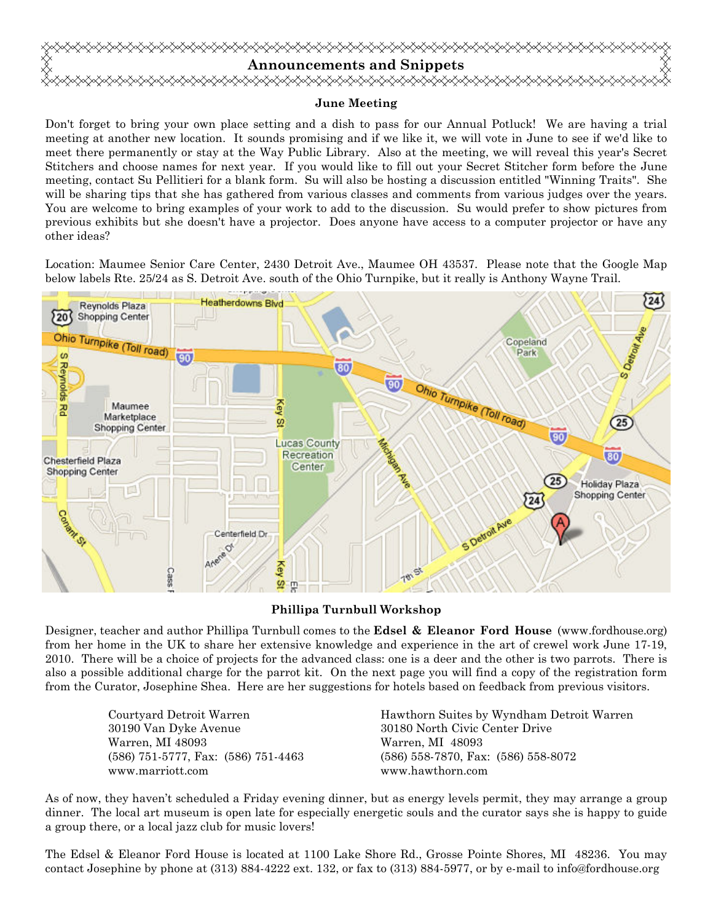# Announcements and Snippets

## June Meeting

Don't forget to bring your own place setting and a dish to pass for our Annual Potluck! We are having a trial meeting at another new location. It sounds promising and if we like it, we will vote in June to see if we'd like to meet there permanently or stay at the Way Public Library. Also at the meeting, we will reveal this year's Secret Stitchers and choose names for next year. If you would like to fill out your Secret Stitcher form before the June meeting, contact Su Pellitieri for a blank form. Su will also be hosting a discussion entitled "Winning Traits". She will be sharing tips that she has gathered from various classes and comments from various judges over the years. You are welcome to bring examples of your work to add to the discussion. Su would prefer to show pictures from previous exhibits but she doesn't have a projector. Does anyone have access to a computer projector or have any other ideas?

Location: Maumee Senior Care Center, 2430 Detroit Ave., Maumee OH 43537. Please note that the Google Map below labels Rte. 25/24 as S. Detroit Ave. south of the Ohio Turnpike, but it really is Anthony Wayne Trail.

## Phillipa Turnbull Workshop

Designer, teacher and author Phillipa Turnbull comes to the **Edsel & Eleanor Ford House** (www.fordhouse.org) from her home in the UK to share her extensive knowledge and experience in the art of crewel work June 17-19, 2010. There will be a choice of projects for the advanced class: one is a deer and the other is two parrots. There is also a possible additional charge for the parrot kit. On the next page you will find a copy of the registration form from the Curator, Josephine Shea. Here are her suggestions for hotels based on feedback from previous visitors.

Courtyard Detroit Warren
30190 Van Dyke Avenue
Warren, MI 48093
(586) 751-5777, Fax: (586) 751-4463
www.marriott.com

Hawthorn Suites by Wyndham Detroit Warren
30180 North Civic Center Drive
Warren, MI 48093
(586) 558-7870, Fax: (586) 558-8072
www.hawthorn.com

As of now, they haven't scheduled a Friday evening dinner, but as energy levels permit, they may arrange a group dinner. The local art museum is open late for especially energetic souls and the curator says she is happy to guide a group there, or a local jazz club for music lovers!

The Edsel & Eleanor Ford House is located at 1100 Lake Shore Rd., Grosse Pointe Shores, MI 48236. You may contact Josephine by phone at (313) 884-4222 ext. 132, or fax to (313) 884-5977, or by e-mail to info@fordhouse.org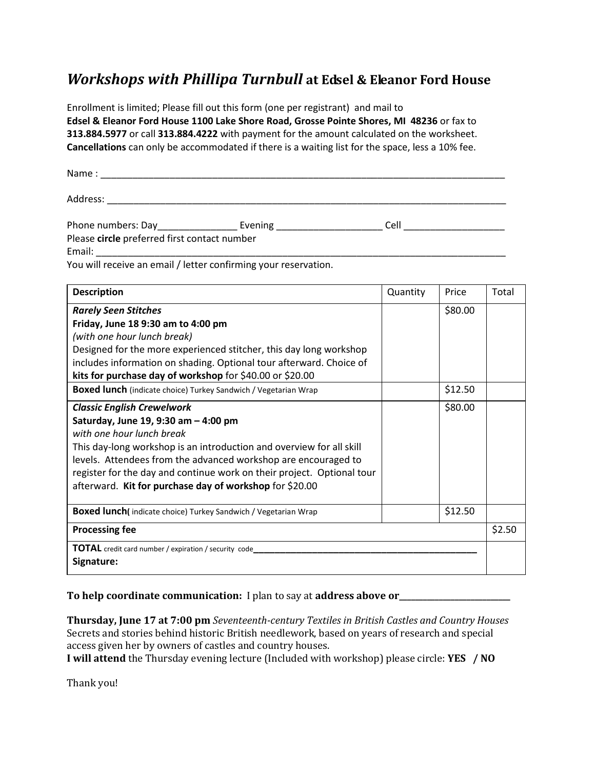# *Workshops with Phillipa Turnbull* at Edsel & Eleanor Ford House

Enrollment is limited; Please fill out this form (one per registrant) and mail to **Edsel & Eleanor Ford House 1100 Lake Shore Road, Grosse Pointe Shores, MI 48236** or fax to **313.884.5977** or call **313.884.4222** with payment for the amount calculated on the worksheet. **Cancellations** can only be accommodated if there is a waiting list for the space, less a 10% fee.

Name : ________________________________________________________________________________

Address: ______________________________________________________________________________

Phone numbers: Day_______________ Evening ____________________ Cell ___________________
Please **circle** preferred first contact number
Email: _________________________________________________________________________________
You will receive an email / letter confirming your reservation.

| Description | Quantity | Price | Total |
|---|---|---|---|
| ***Rarely Seen Stitches*** **Friday, June 18 9:30 am to 4:00 pm** *(with one hour lunch break)* Designed for the more experienced stitcher, this day long workshop includes information on shading. Optional tour afterward. Choice of **kits for purchase day of workshop** for $40.00 or $20.00 | | $80.00 | |
| **Boxed lunch** (indicate choice) Turkey Sandwich / Vegetarian Wrap | | $12.50 | |
| ***Classic English Crewelwork*** **Saturday, June 19, 9:30 am – 4:00 pm** *with one hour lunch break* This day-long workshop is an introduction and overview for all skill levels. Attendees from the advanced workshop are encouraged to register for the day and continue work on their project. Optional tour afterward. **Kit for purchase day of workshop** for $20.00 | | $80.00 | |
| **Boxed lunch**( indicate choice) Turkey Sandwich / Vegetarian Wrap | | $12.50 | |
| **Processing fee** | | | $2.50 |
| **TOTAL** credit card number / expiration / security code_______________________________________________ **Signature:** | | | |

**To help coordinate communication:** I plan to say at **address above or________________________**

**Thursday, June 17 at 7:00 pm** *Seventeenth-century Textiles in British Castles and Country Houses*
Secrets and stories behind historic British needlework, based on years of research and special access given her by owners of castles and country houses.
**I will attend** the Thursday evening lecture (Included with workshop) please circle: **YES / NO**

Thank you!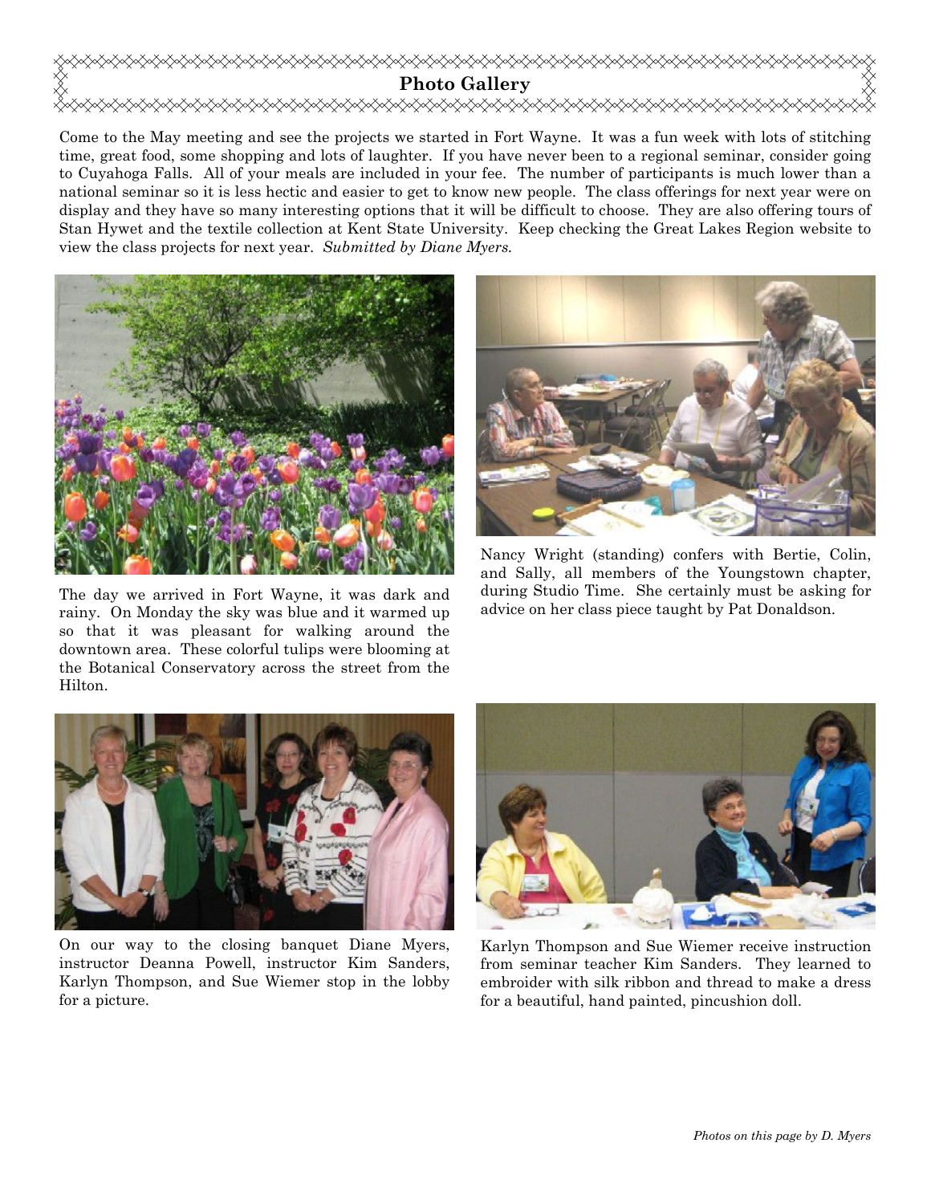## Photo Gallery

Come to the May meeting and see the projects we started in Fort Wayne. It was a fun week with lots of stitching time, great food, some shopping and lots of laughter. If you have never been to a regional seminar, consider going to Cuyahoga Falls. All of your meals are included in your fee. The number of participants is much lower than a national seminar so it is less hectic and easier to get to know new people. The class offerings for next year were on display and they have so many interesting options that it will be difficult to choose. They are also offering tours of Stan Hywet and the textile collection at Kent State University. Keep checking the Great Lakes Region website to view the class projects for next year. *Submitted by Diane Myers.*

The day we arrived in Fort Wayne, it was dark and rainy. On Monday the sky was blue and it warmed up so that it was pleasant for walking around the downtown area. These colorful tulips were blooming at the Botanical Conservatory across the street from the Hilton.

Nancy Wright (standing) confers with Bertie, Colin, and Sally, all members of the Youngstown chapter, during Studio Time. She certainly must be asking for advice on her class piece taught by Pat Donaldson.

On our way to the closing banquet Diane Myers, instructor Deanna Powell, instructor Kim Sanders, Karlyn Thompson, and Sue Wiemer stop in the lobby for a picture.

Karlyn Thompson and Sue Wiemer receive instruction from seminar teacher Kim Sanders. They learned to embroider with silk ribbon and thread to make a dress for a beautiful, hand painted, pincushion doll.

*Photos on this page by D. Myers*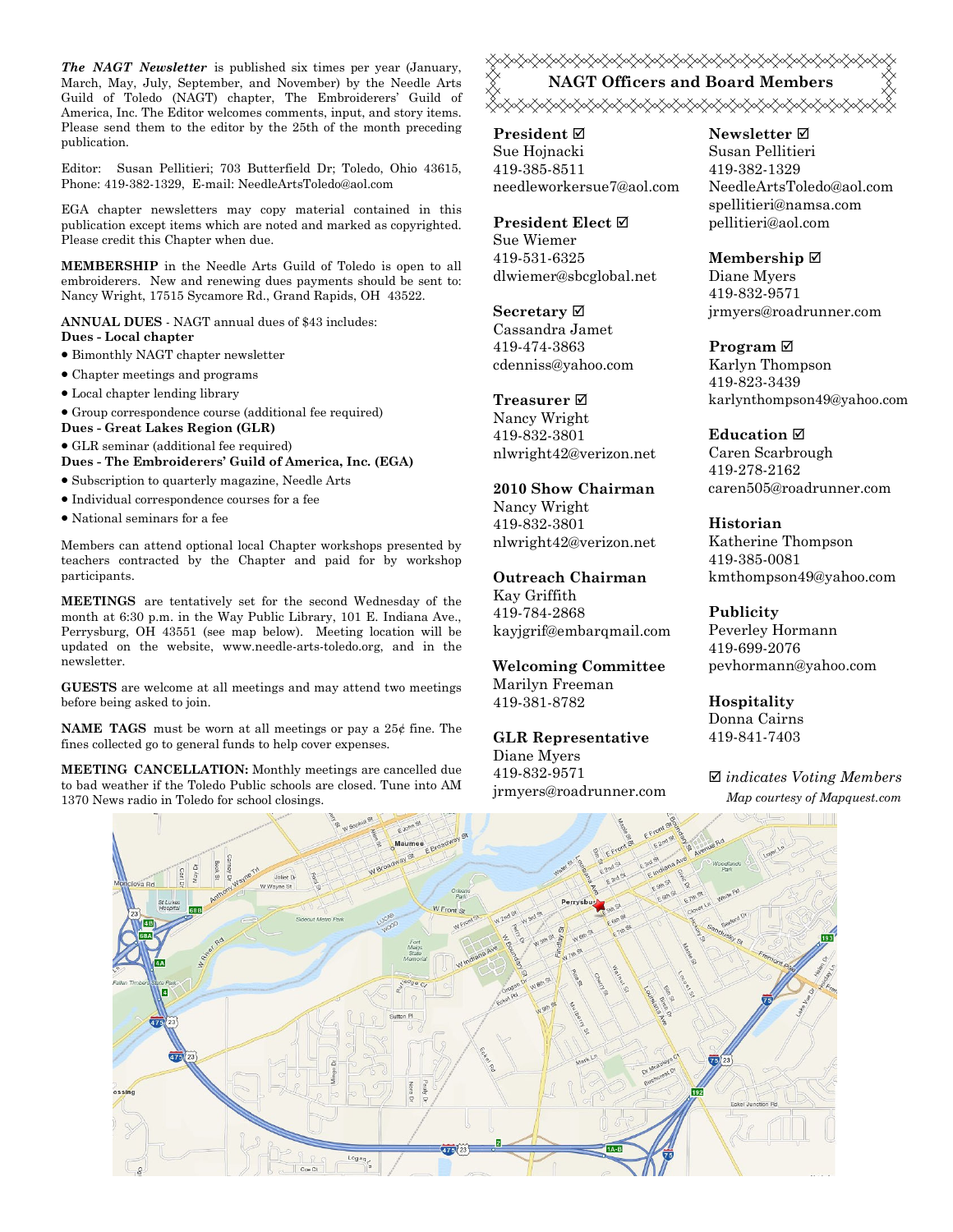***The NAGT Newsletter*** is published six times per year (January, March, May, July, September, and November) by the Needle Arts Guild of Toledo (NAGT) chapter, The Embroiderers' Guild of America, Inc. The Editor welcomes comments, input, and story items. Please send them to the editor by the 25th of the month preceding publication.

Editor: Susan Pellitieri; 703 Butterfield Dr; Toledo, Ohio 43615, Phone: 419-382-1329, E-mail: NeedleArtsToledo@aol.com

EGA chapter newsletters may copy material contained in this publication except items which are noted and marked as copyrighted. Please credit this Chapter when due.

**MEMBERSHIP** in the Needle Arts Guild of Toledo is open to all embroiderers. New and renewing dues payments should be sent to: Nancy Wright, 17515 Sycamore Rd., Grand Rapids, OH 43522.

**ANNUAL DUES** - NAGT annual dues of $43 includes:

**Dues - Local chapter**

- Bimonthly NAGT chapter newsletter
- Chapter meetings and programs
- Local chapter lending library
- Group correspondence course (additional fee required)

**Dues - Great Lakes Region (GLR)**

- GLR seminar (additional fee required)

**Dues - The Embroiderers' Guild of America, Inc. (EGA)**

- Subscription to quarterly magazine, Needle Arts
- Individual correspondence courses for a fee
- National seminars for a fee

Members can attend optional local Chapter workshops presented by teachers contracted by the Chapter and paid for by workshop participants.

**MEETINGS** are tentatively set for the second Wednesday of the month at 6:30 p.m. in the Way Public Library, 101 E. Indiana Ave., Perrysburg, OH 43551 (see map below). Meeting location will be updated on the website, www.needle-arts-toledo.org, and in the newsletter.

**GUESTS** are welcome at all meetings and may attend two meetings before being asked to join.

**NAME TAGS** must be worn at all meetings or pay a 25¢ fine. The fines collected go to general funds to help cover expenses.

**MEETING CANCELLATION:** Monthly meetings are cancelled due to bad weather if the Toledo Public schools are closed. Tune into AM 1370 News radio in Toledo for school closings.

## NAGT Officers and Board Members

**President ☑**
Sue Hojnacki
419-385-8511
needleworkersue7@aol.com

**President Elect ☑**
Sue Wiemer
419-531-6325
dlwiemer@sbcglobal.net

**Secretary ☑**
Cassandra Jamet
419-474-3863
cdenniss@yahoo.com

**Treasurer ☑**
Nancy Wright
419-832-3801
nlwright42@verizon.net

**2010 Show Chairman**
Nancy Wright
419-832-3801
nlwright42@verizon.net

**Outreach Chairman**
Kay Griffith
419-784-2868
kayjgrif@embarqmail.com

**Welcoming Committee**
Marilyn Freeman
419-381-8782

**GLR Representative**
Diane Myers
419-832-9571
jrmyers@roadrunner.com

**Newsletter ☑**
Susan Pellitieri
419-382-1329
NeedleArtsToledo@aol.com
spellitieri@namsa.com
pellitieri@aol.com

**Membership ☑**
Diane Myers
419-832-9571
jrmyers@roadrunner.com

**Program ☑**
Karlyn Thompson
419-823-3439
karlynthompson49@yahoo.com

**Education ☑**
Caren Scarbrough
419-278-2162
caren505@roadrunner.com

**Historian**
Katherine Thompson
419-385-0081
kmthompson49@yahoo.com

**Publicity**
Peverley Hormann
419-699-2076
pevhormann@yahoo.com

**Hospitality**
Donna Cairns
419-841-7403

☑ *indicates Voting Members*

*Map courtesy of Mapquest.com*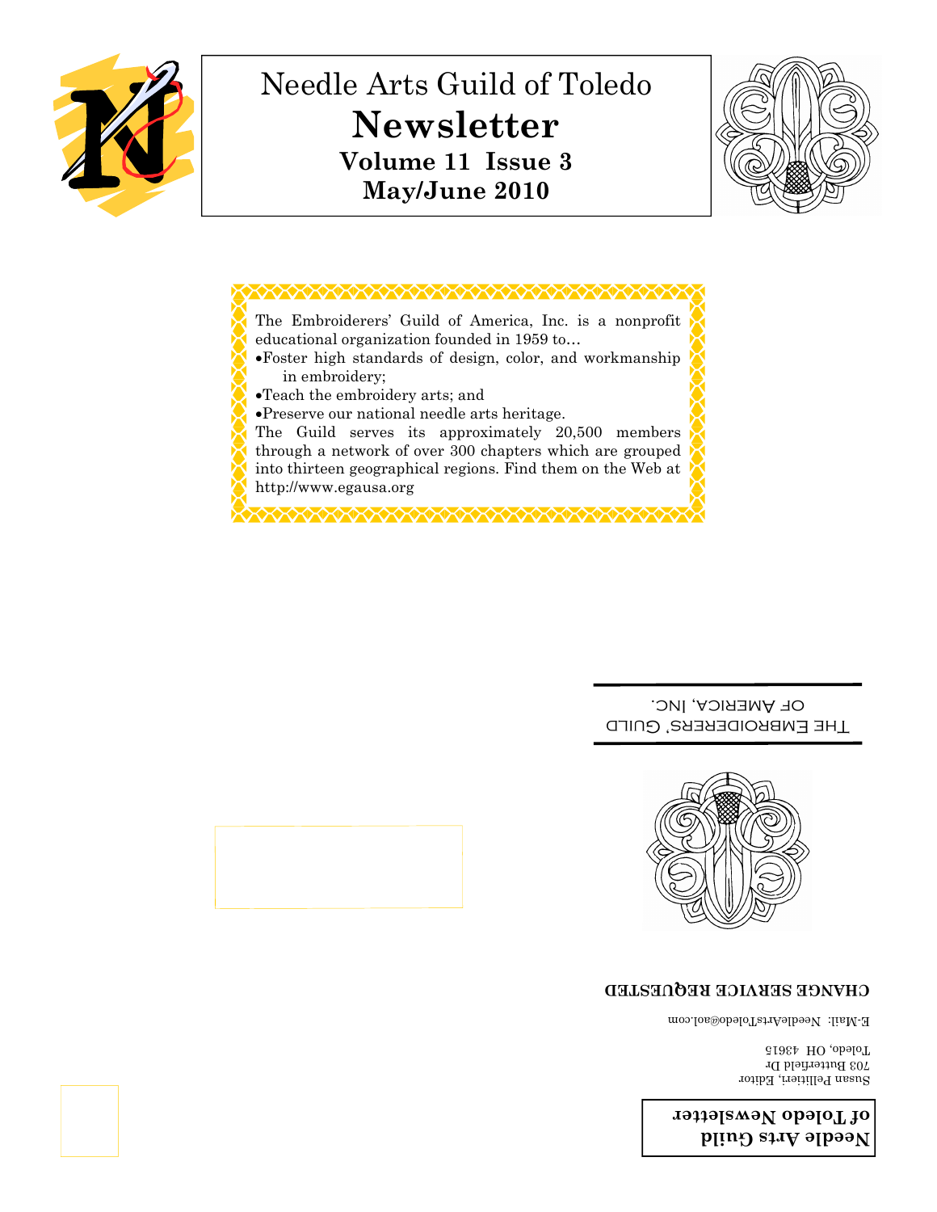# Needle Arts Guild of Toledo

# Newsletter

### Volume 11 Issue 3

### May/June 2010

The Embroiderers' Guild of America, Inc. is a nonprofit educational organization founded in 1959 to…

- Foster high standards of design, color, and workmanship in embroidery;
- Teach the embroidery arts; and
- Preserve our national needle arts heritage.

The Guild serves its approximately 20,500 members through a network of over 300 chapters which are grouped into thirteen geographical regions. Find them on the Web at http://www.egausa.org

THE EMBROIDERERS' GUILD OF AMERICA, INC.

**CHANGE SERVICE REQUESTED**

E-Mail: NeedleArtsToledo@aol.com

Toledo, OH 43615

703 Butterfield Dr

Susan Pellitieri, Editor

**Needle Arts Guild of Toledo Newsletter**